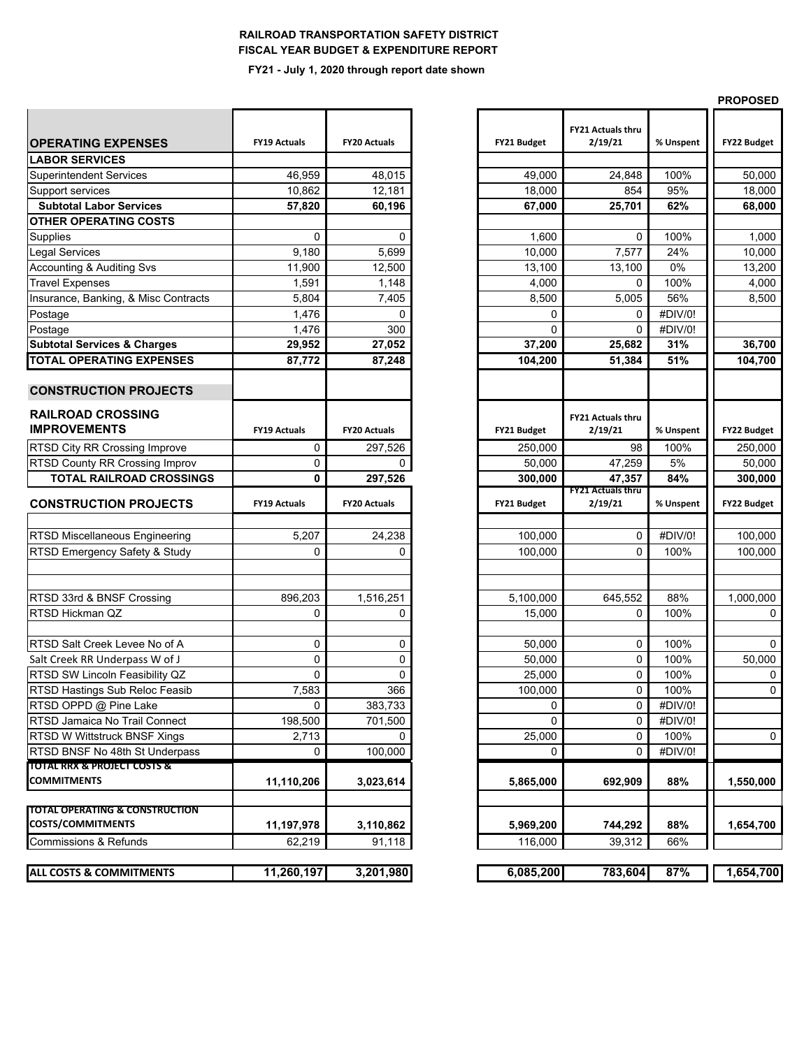**RAILROAD TRANSPORTATION SAFETY DISTRICT**
**FISCAL YEAR BUDGET & EXPENDITURE REPORT**
**FY21 - July 1, 2020 through report date shown**

| **OPERATING EXPENSES** | **FY19 Actuals** | **FY20 Actuals** | **FY21 Budget** | **FY21 Actuals thru 2/19/21** | **% Unspent** | **PROPOSED FY22 Budget** |
|---|---|---|---|---|---|---|
| **LABOR SERVICES** | | | | | | |
| Superintendent Services | 46,959 | 48,015 | 49,000 | 24,848 | 100% | 50,000 |
| Support services | 10,862 | 12,181 | 18,000 | 854 | 95% | 18,000 |
| **Subtotal Labor Services** | **57,820** | **60,196** | **67,000** | **25,701** | **62%** | **68,000** |
| **OTHER OPERATING COSTS** | | | | | | |
| Supplies | 0 | 0 | 1,600 | 0 | 100% | 1,000 |
| Legal Services | 9,180 | 5,699 | 10,000 | 7,577 | 24% | 10,000 |
| Accounting & Auditing Svs | 11,900 | 12,500 | 13,100 | 13,100 | 0% | 13,200 |
| Travel Expenses | 1,591 | 1,148 | 4,000 | 0 | 100% | 4,000 |
| Insurance, Banking, & Misc Contracts | 5,804 | 7,405 | 8,500 | 5,005 | 56% | 8,500 |
| Postage | 1,476 | 0 | 0 | 0 | #DIV/0! | |
| Postage | 1,476 | 300 | 0 | 0 | #DIV/0! | |
| **Subtotal Services & Charges** | **29,952** | **27,052** | **37,200** | **25,682** | **31%** | **36,700** |
| **TOTAL OPERATING EXPENSES** | **87,772** | **87,248** | **104,200** | **51,384** | **51%** | **104,700** |

| **CONSTRUCTION PROJECTS** | | | | | | |
|---|---|---|---|---|---|---|
| **RAILROAD CROSSING IMPROVEMENTS** | **FY19 Actuals** | **FY20 Actuals** | **FY21 Budget** | **FY21 Actuals thru 2/19/21** | **% Unspent** | **FY22 Budget** |
| RTSD City RR Crossing Improve | 0 | 297,526 | 250,000 | 98 | 100% | 250,000 |
| RTSD County RR Crossing Improv | 0 | 0 | 50,000 | 47,259 | 5% | 50,000 |
| **TOTAL RAILROAD CROSSINGS** | **0** | **297,526** | **300,000** | **47,357** | **84%** | **300,000** |
| **CONSTRUCTION PROJECTS** | **FY19 Actuals** | **FY20 Actuals** | **FY21 Budget** | **FY21 Actuals thru 2/19/21** | **% Unspent** | **FY22 Budget** |
| | | | | | | |
| RTSD Miscellaneous Engineering | 5,207 | 24,238 | 100,000 | 0 | #DIV/0! | 100,000 |
| RTSD Emergency Safety & Study | 0 | 0 | 100,000 | 0 | 100% | 100,000 |
| | | | | | | |
| | | | | | | |
| RTSD 33rd & BNSF Crossing | 896,203 | 1,516,251 | 5,100,000 | 645,552 | 88% | 1,000,000 |
| RTSD Hickman QZ | 0 | 0 | 15,000 | 0 | 100% | 0 |
| | | | | | | |
| RTSD Salt Creek Levee No of A | 0 | 0 | 50,000 | 0 | 100% | 0 |
| Salt Creek RR Underpass W of J | 0 | 0 | 50,000 | 0 | 100% | 50,000 |
| RTSD SW Lincoln Feasibility QZ | 0 | 0 | 25,000 | 0 | 100% | 0 |
| RTSD Hastings Sub Reloc Feasib | 7,583 | 366 | 100,000 | 0 | 100% | 0 |
| RTSD OPPD @ Pine Lake | 0 | 383,733 | 0 | 0 | #DIV/0! | |
| RTSD Jamaica No Trail Connect | 198,500 | 701,500 | 0 | 0 | #DIV/0! | |
| RTSD W Wittstruck BNSF Xings | 2,713 | 0 | 25,000 | 0 | 100% | 0 |
| RTSD BNSF No 48th St Underpass | 0 | 100,000 | 0 | 0 | #DIV/0! | |
| **TOTAL RRX & PROJECT COSTS & COMMITMENTS** | **11,110,206** | **3,023,614** | **5,865,000** | **692,909** | **88%** | **1,550,000** |
| | | | | | | |
| **TOTAL OPERATING & CONSTRUCTION COSTS/COMMITMENTS** | **11,197,978** | **3,110,862** | **5,969,200** | **744,292** | **88%** | **1,654,700** |
| Commissions & Refunds | 62,219 | 91,118 | 116,000 | 39,312 | 66% | |
| | | | | | | |
| **ALL COSTS & COMMITMENTS** | **11,260,197** | **3,201,980** | **6,085,200** | **783,604** | **87%** | **1,654,700** |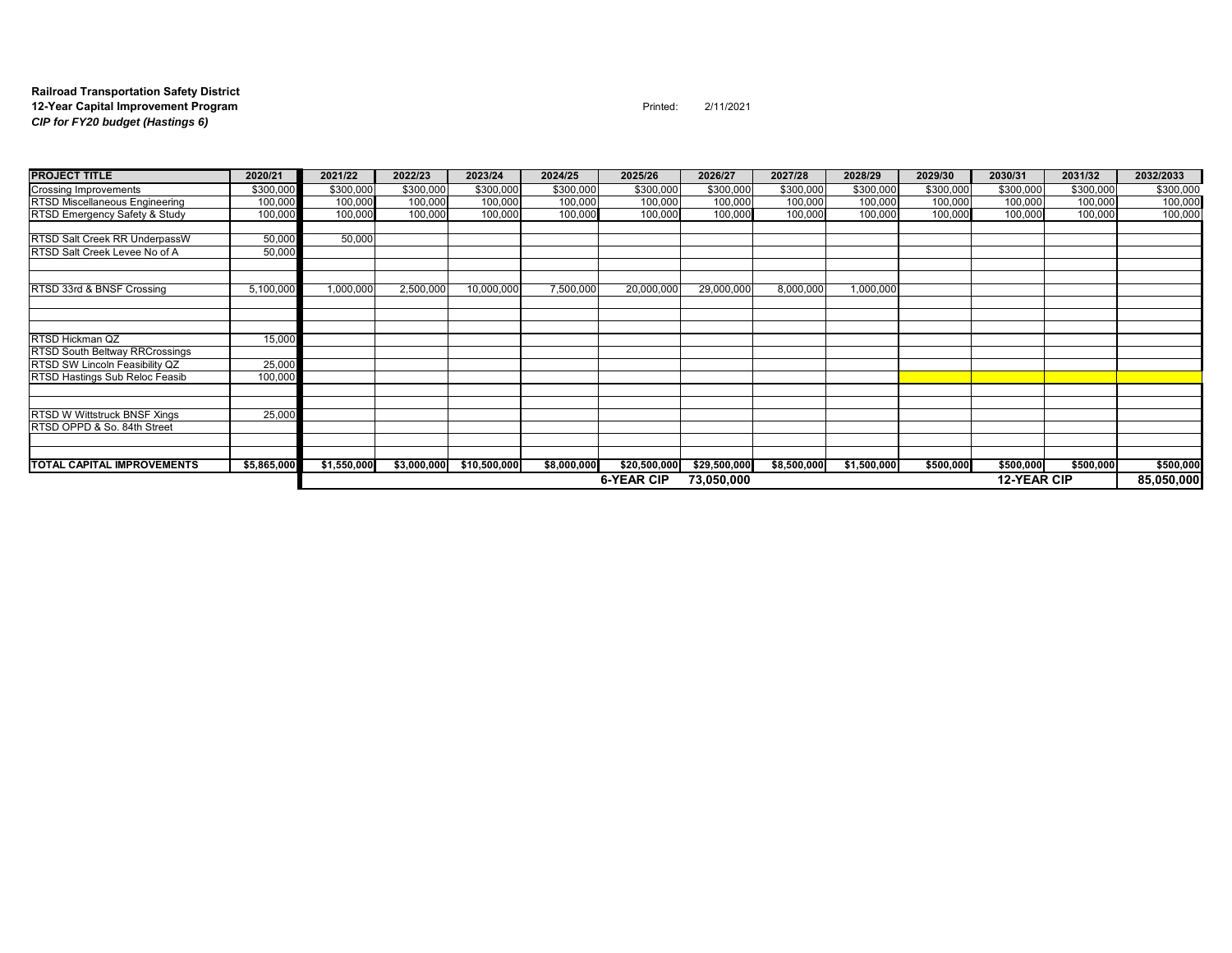**Railroad Transportation Safety District**
**12-Year Capital Improvement Program**
***CIP for FY20 budget (Hastings 6)***

Printed: 2/11/2021

| PROJECT TITLE | 2020/21 | 2021/22 | 2022/23 | 2023/24 | 2024/25 | 2025/26 | 2026/27 | 2027/28 | 2028/29 | 2029/30 | 2030/31 | 2031/32 | 2032/2033 |
|---|---|---|---|---|---|---|---|---|---|---|---|---|---|
| Crossing Improvements | $300,000 | $300,000 | $300,000 | $300,000 | $300,000 | $300,000 | $300,000 | $300,000 | $300,000 | $300,000 | $300,000 | $300,000 | $300,000 |
| RTSD Miscellaneous Engineering | 100,000 | 100,000 | 100,000 | 100,000 | 100,000 | 100,000 | 100,000 | 100,000 | 100,000 | 100,000 | 100,000 | 100,000 | 100,000 |
| RTSD Emergency Safety & Study | 100,000 | 100,000 | 100,000 | 100,000 | 100,000 | 100,000 | 100,000 | 100,000 | 100,000 | 100,000 | 100,000 | 100,000 | 100,000 |
| | | | | | | | | | | | | | |
| RTSD Salt Creek RR UnderpassW | 50,000 | 50,000 | | | | | | | | | | | |
| RTSD Salt Creek Levee No of A | 50,000 | | | | | | | | | | | | |
| | | | | | | | | | | | | | |
| | | | | | | | | | | | | | |
| RTSD 33rd & BNSF Crossing | 5,100,000 | 1,000,000 | 2,500,000 | 10,000,000 | 7,500,000 | 20,000,000 | 29,000,000 | 8,000,000 | 1,000,000 | | | | |
| | | | | | | | | | | | | | |
| | | | | | | | | | | | | | |
| | | | | | | | | | | | | | |
| RTSD Hickman QZ | 15,000 | | | | | | | | | | | | |
| RTSD South Beltway RRCrossings | | | | | | | | | | | | | |
| RTSD SW Lincoln Feasibility QZ | 25,000 | | | | | | | | | | | | |
| RTSD Hastings Sub Reloc Feasib | 100,000 | | | | | | | | | | | | |
| | | | | | | | | | | | | | |
| | | | | | | | | | | | | | |
| RTSD W Wittstruck BNSF Xings | 25,000 | | | | | | | | | | | | |
| RTSD OPPD & So. 84th Street | | | | | | | | | | | | | |
| | | | | | | | | | | | | | |
| | | | | | | | | | | | | | |
| **TOTAL CAPITAL IMPROVEMENTS** | **$5,865,000** | **$1,550,000** | **$3,000,000** | **$10,500,000** | **$8,000,000** | **$20,500,000** | **$29,500,000** | **$8,500,000** | **$1,500,000** | **$500,000** | **$500,000** | **$500,000** | **$500,000** |
| | | | | | | **6-YEAR CIP** | **73,050,000** | | | | **12-YEAR CIP** | | **85,050,000** |